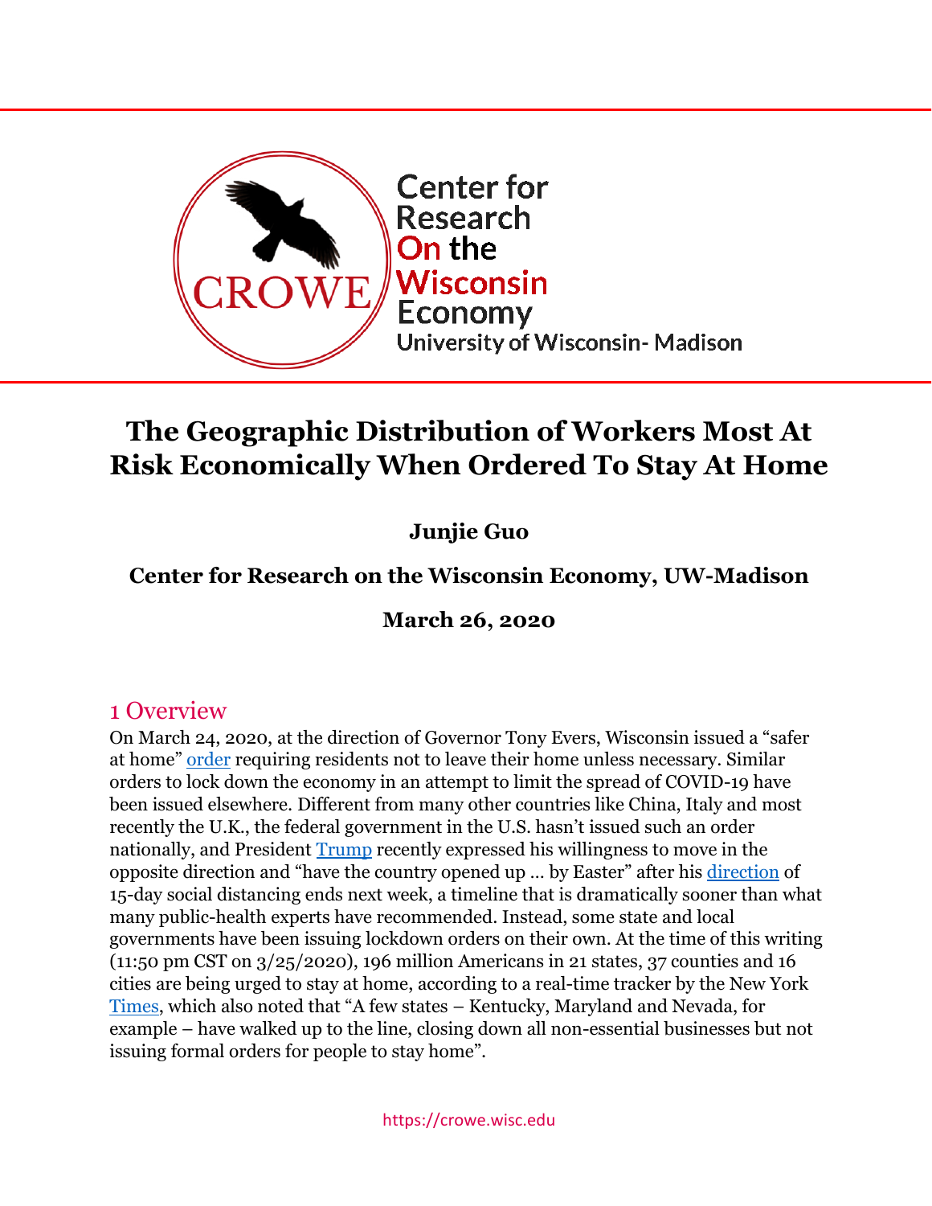Center for Research On the Wisconsin Economy
University of Wisconsin- Madison

# The Geographic Distribution of Workers Most At Risk Economically When Ordered To Stay At Home

**Junjie Guo**

**Center for Research on the Wisconsin Economy, UW-Madison**

**March 26, 2020**

## 1 Overview

On March 24, 2020, at the direction of Governor Tony Evers, Wisconsin issued a "safer at home" order requiring residents not to leave their home unless necessary. Similar orders to lock down the economy in an attempt to limit the spread of COVID-19 have been issued elsewhere. Different from many other countries like China, Italy and most recently the U.K., the federal government in the U.S. hasn't issued such an order nationally, and President Trump recently expressed his willingness to move in the opposite direction and "have the country opened up … by Easter" after his direction of 15-day social distancing ends next week, a timeline that is dramatically sooner than what many public-health experts have recommended. Instead, some state and local governments have been issuing lockdown orders on their own. At the time of this writing (11:50 pm CST on 3/25/2020), 196 million Americans in 21 states, 37 counties and 16 cities are being urged to stay at home, according to a real-time tracker by the New York Times, which also noted that "A few states – Kentucky, Maryland and Nevada, for example – have walked up to the line, closing down all non-essential businesses but not issuing formal orders for people to stay home".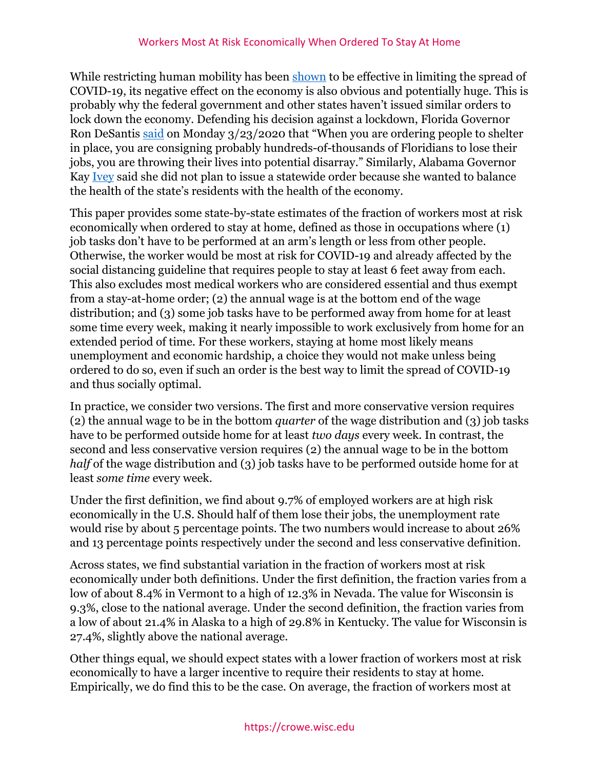While restricting human mobility has been [shown](#) to be effective in limiting the spread of COVID-19, its negative effect on the economy is also obvious and potentially huge. This is probably why the federal government and other states haven't issued similar orders to lock down the economy. Defending his decision against a lockdown, Florida Governor Ron DeSantis [said](#) on Monday 3/23/2020 that "When you are ordering people to shelter in place, you are consigning probably hundreds-of-thousands of Floridians to lose their jobs, you are throwing their lives into potential disarray." Similarly, Alabama Governor Kay [Ivey](#) said she did not plan to issue a statewide order because she wanted to balance the health of the state's residents with the health of the economy.

This paper provides some state-by-state estimates of the fraction of workers most at risk economically when ordered to stay at home, defined as those in occupations where (1) job tasks don't have to be performed at an arm's length or less from other people. Otherwise, the worker would be most at risk for COVID-19 and already affected by the social distancing guideline that requires people to stay at least 6 feet away from each. This also excludes most medical workers who are considered essential and thus exempt from a stay-at-home order; (2) the annual wage is at the bottom end of the wage distribution; and (3) some job tasks have to be performed away from home for at least some time every week, making it nearly impossible to work exclusively from home for an extended period of time. For these workers, staying at home most likely means unemployment and economic hardship, a choice they would not make unless being ordered to do so, even if such an order is the best way to limit the spread of COVID-19 and thus socially optimal.

In practice, we consider two versions. The first and more conservative version requires (2) the annual wage to be in the bottom *quarter* of the wage distribution and (3) job tasks have to be performed outside home for at least *two days* every week. In contrast, the second and less conservative version requires (2) the annual wage to be in the bottom *half* of the wage distribution and (3) job tasks have to be performed outside home for at least *some time* every week.

Under the first definition, we find about 9.7% of employed workers are at high risk economically in the U.S. Should half of them lose their jobs, the unemployment rate would rise by about 5 percentage points. The two numbers would increase to about 26% and 13 percentage points respectively under the second and less conservative definition.

Across states, we find substantial variation in the fraction of workers most at risk economically under both definitions. Under the first definition, the fraction varies from a low of about 8.4% in Vermont to a high of 12.3% in Nevada. The value for Wisconsin is 9.3%, close to the national average. Under the second definition, the fraction varies from a low of about 21.4% in Alaska to a high of 29.8% in Kentucky. The value for Wisconsin is 27.4%, slightly above the national average.

Other things equal, we should expect states with a lower fraction of workers most at risk economically to have a larger incentive to require their residents to stay at home. Empirically, we do find this to be the case. On average, the fraction of workers most at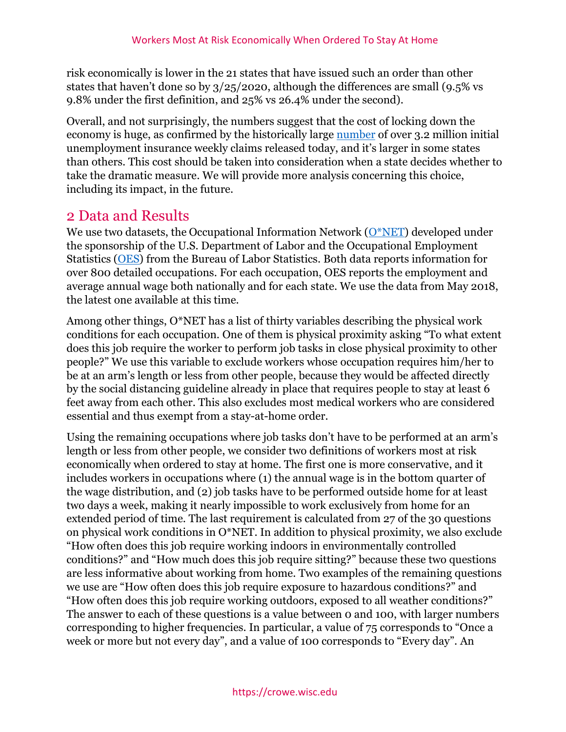risk economically is lower in the 21 states that have issued such an order than other states that haven't done so by 3/25/2020, although the differences are small (9.5% vs 9.8% under the first definition, and 25% vs 26.4% under the second).

Overall, and not surprisingly, the numbers suggest that the cost of locking down the economy is huge, as confirmed by the historically large number of over 3.2 million initial unemployment insurance weekly claims released today, and it's larger in some states than others. This cost should be taken into consideration when a state decides whether to take the dramatic measure. We will provide more analysis concerning this choice, including its impact, in the future.

## 2 Data and Results

We use two datasets, the Occupational Information Network (O*NET) developed under the sponsorship of the U.S. Department of Labor and the Occupational Employment Statistics (OES) from the Bureau of Labor Statistics. Both data reports information for over 800 detailed occupations. For each occupation, OES reports the employment and average annual wage both nationally and for each state. We use the data from May 2018, the latest one available at this time.

Among other things, O*NET has a list of thirty variables describing the physical work conditions for each occupation. One of them is physical proximity asking "To what extent does this job require the worker to perform job tasks in close physical proximity to other people?" We use this variable to exclude workers whose occupation requires him/her to be at an arm's length or less from other people, because they would be affected directly by the social distancing guideline already in place that requires people to stay at least 6 feet away from each other. This also excludes most medical workers who are considered essential and thus exempt from a stay-at-home order.

Using the remaining occupations where job tasks don't have to be performed at an arm's length or less from other people, we consider two definitions of workers most at risk economically when ordered to stay at home. The first one is more conservative, and it includes workers in occupations where (1) the annual wage is in the bottom quarter of the wage distribution, and (2) job tasks have to be performed outside home for at least two days a week, making it nearly impossible to work exclusively from home for an extended period of time. The last requirement is calculated from 27 of the 30 questions on physical work conditions in O*NET. In addition to physical proximity, we also exclude "How often does this job require working indoors in environmentally controlled conditions?" and "How much does this job require sitting?" because these two questions are less informative about working from home. Two examples of the remaining questions we use are "How often does this job require exposure to hazardous conditions?" and "How often does this job require working outdoors, exposed to all weather conditions?" The answer to each of these questions is a value between 0 and 100, with larger numbers corresponding to higher frequencies. In particular, a value of 75 corresponds to "Once a week or more but not every day", and a value of 100 corresponds to "Every day". An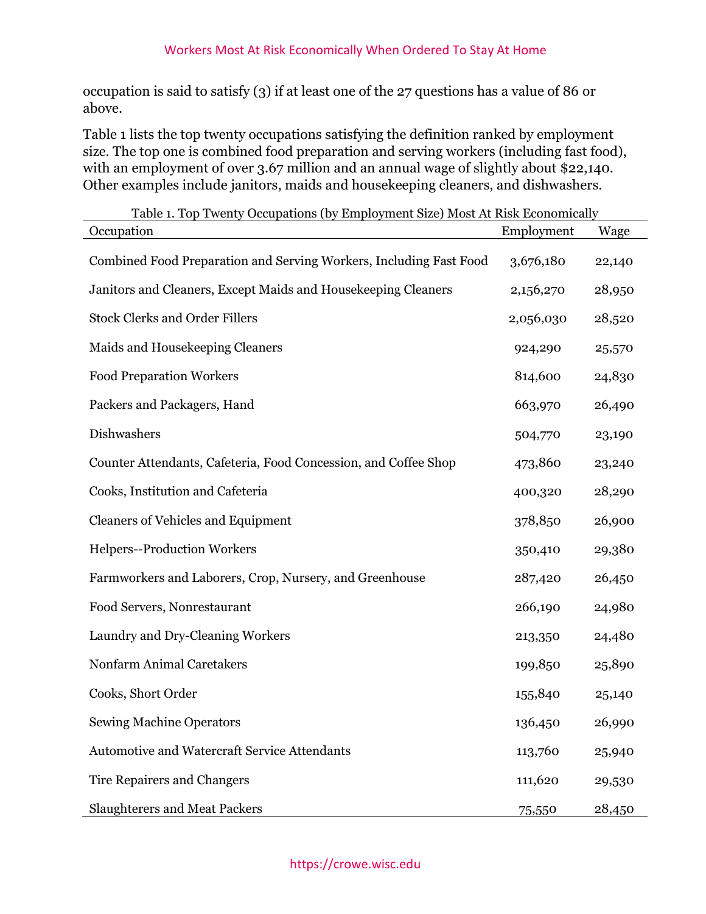occupation is said to satisfy (3) if at least one of the 27 questions has a value of 86 or above.

Table 1 lists the top twenty occupations satisfying the definition ranked by employment size. The top one is combined food preparation and serving workers (including fast food), with an employment of over 3.67 million and an annual wage of slightly about $22,140. Other examples include janitors, maids and housekeeping cleaners, and dishwashers.

Table 1. Top Twenty Occupations (by Employment Size) Most At Risk Economically

| Occupation | Employment | Wage |
|---|---|---|
| Combined Food Preparation and Serving Workers, Including Fast Food | 3,676,180 | 22,140 |
| Janitors and Cleaners, Except Maids and Housekeeping Cleaners | 2,156,270 | 28,950 |
| Stock Clerks and Order Fillers | 2,056,030 | 28,520 |
| Maids and Housekeeping Cleaners | 924,290 | 25,570 |
| Food Preparation Workers | 814,600 | 24,830 |
| Packers and Packagers, Hand | 663,970 | 26,490 |
| Dishwashers | 504,770 | 23,190 |
| Counter Attendants, Cafeteria, Food Concession, and Coffee Shop | 473,860 | 23,240 |
| Cooks, Institution and Cafeteria | 400,320 | 28,290 |
| Cleaners of Vehicles and Equipment | 378,850 | 26,900 |
| Helpers--Production Workers | 350,410 | 29,380 |
| Farmworkers and Laborers, Crop, Nursery, and Greenhouse | 287,420 | 26,450 |
| Food Servers, Nonrestaurant | 266,190 | 24,980 |
| Laundry and Dry-Cleaning Workers | 213,350 | 24,480 |
| Nonfarm Animal Caretakers | 199,850 | 25,890 |
| Cooks, Short Order | 155,840 | 25,140 |
| Sewing Machine Operators | 136,450 | 26,990 |
| Automotive and Watercraft Service Attendants | 113,760 | 25,940 |
| Tire Repairers and Changers | 111,620 | 29,530 |
| Slaughterers and Meat Packers | 75,550 | 28,450 |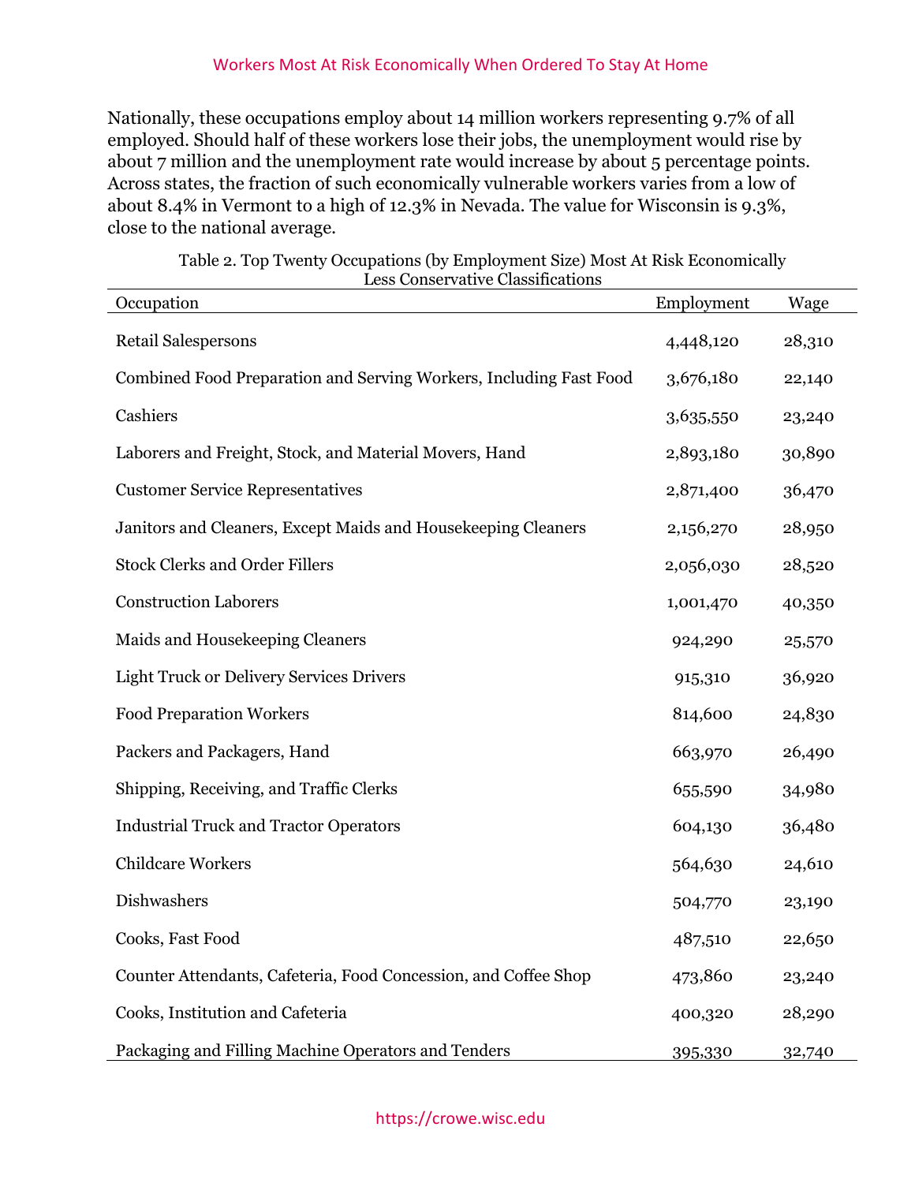Nationally, these occupations employ about 14 million workers representing 9.7% of all employed. Should half of these workers lose their jobs, the unemployment would rise by about 7 million and the unemployment rate would increase by about 5 percentage points. Across states, the fraction of such economically vulnerable workers varies from a low of about 8.4% in Vermont to a high of 12.3% in Nevada. The value for Wisconsin is 9.3%, close to the national average.

Table 2. Top Twenty Occupations (by Employment Size) Most At Risk Economically Less Conservative Classifications

| Occupation | Employment | Wage |
|---|---|---|
| Retail Salespersons | 4,448,120 | 28,310 |
| Combined Food Preparation and Serving Workers, Including Fast Food | 3,676,180 | 22,140 |
| Cashiers | 3,635,550 | 23,240 |
| Laborers and Freight, Stock, and Material Movers, Hand | 2,893,180 | 30,890 |
| Customer Service Representatives | 2,871,400 | 36,470 |
| Janitors and Cleaners, Except Maids and Housekeeping Cleaners | 2,156,270 | 28,950 |
| Stock Clerks and Order Fillers | 2,056,030 | 28,520 |
| Construction Laborers | 1,001,470 | 40,350 |
| Maids and Housekeeping Cleaners | 924,290 | 25,570 |
| Light Truck or Delivery Services Drivers | 915,310 | 36,920 |
| Food Preparation Workers | 814,600 | 24,830 |
| Packers and Packagers, Hand | 663,970 | 26,490 |
| Shipping, Receiving, and Traffic Clerks | 655,590 | 34,980 |
| Industrial Truck and Tractor Operators | 604,130 | 36,480 |
| Childcare Workers | 564,630 | 24,610 |
| Dishwashers | 504,770 | 23,190 |
| Cooks, Fast Food | 487,510 | 22,650 |
| Counter Attendants, Cafeteria, Food Concession, and Coffee Shop | 473,860 | 23,240 |
| Cooks, Institution and Cafeteria | 400,320 | 28,290 |
| Packaging and Filling Machine Operators and Tenders | 395,330 | 32,740 |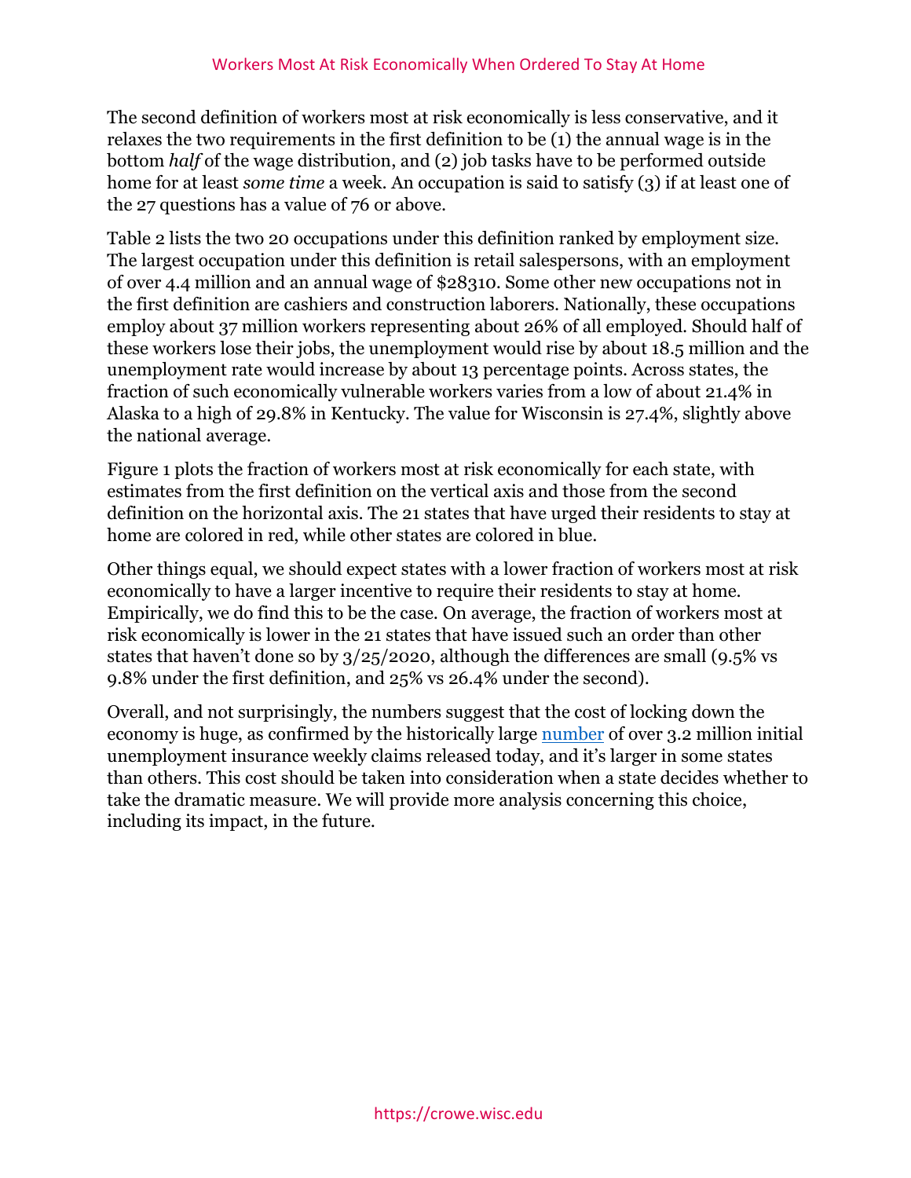The second definition of workers most at risk economically is less conservative, and it relaxes the two requirements in the first definition to be (1) the annual wage is in the bottom *half* of the wage distribution, and (2) job tasks have to be performed outside home for at least *some time* a week. An occupation is said to satisfy (3) if at least one of the 27 questions has a value of 76 or above.

Table 2 lists the two 20 occupations under this definition ranked by employment size. The largest occupation under this definition is retail salespersons, with an employment of over 4.4 million and an annual wage of $28310. Some other new occupations not in the first definition are cashiers and construction laborers. Nationally, these occupations employ about 37 million workers representing about 26% of all employed. Should half of these workers lose their jobs, the unemployment would rise by about 18.5 million and the unemployment rate would increase by about 13 percentage points. Across states, the fraction of such economically vulnerable workers varies from a low of about 21.4% in Alaska to a high of 29.8% in Kentucky. The value for Wisconsin is 27.4%, slightly above the national average.

Figure 1 plots the fraction of workers most at risk economically for each state, with estimates from the first definition on the vertical axis and those from the second definition on the horizontal axis. The 21 states that have urged their residents to stay at home are colored in red, while other states are colored in blue.

Other things equal, we should expect states with a lower fraction of workers most at risk economically to have a larger incentive to require their residents to stay at home. Empirically, we do find this to be the case. On average, the fraction of workers most at risk economically is lower in the 21 states that have issued such an order than other states that haven't done so by 3/25/2020, although the differences are small (9.5% vs 9.8% under the first definition, and 25% vs 26.4% under the second).

Overall, and not surprisingly, the numbers suggest that the cost of locking down the economy is huge, as confirmed by the historically large number of over 3.2 million initial unemployment insurance weekly claims released today, and it's larger in some states than others. This cost should be taken into consideration when a state decides whether to take the dramatic measure. We will provide more analysis concerning this choice, including its impact, in the future.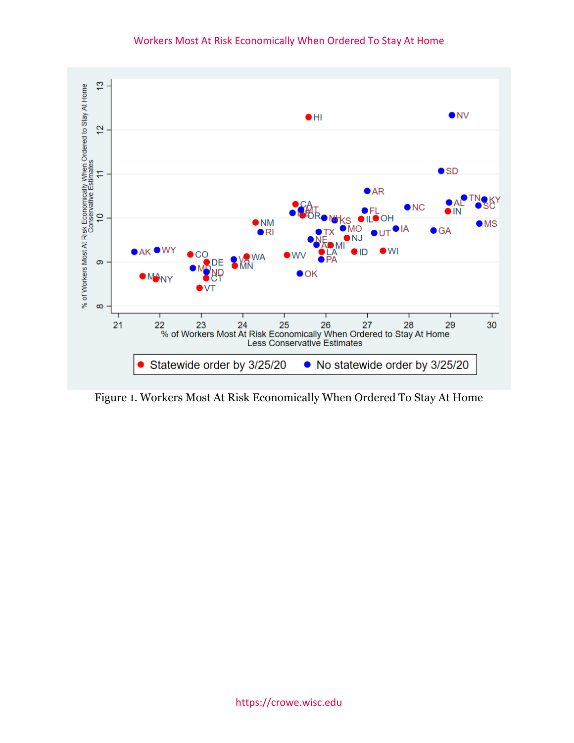Workers Most At Risk Economically When Ordered To Stay At Home

% of Workers Most At Risk Economically When Ordered to Stay At Home
Conservative Estimates

13
12
11
10
9
8

HI
NV
SD
AR
TN
KY
AL
SC
CA
UT
NC
FL
IN
HI
OR
NH
KS
IL
OH
MS
NM
MO
GA
RI
TX
IA
UT
NE
NJ
AZ
MI
AK
WY
CO
WA
WV
LA
ID
WI
DE
VA
PA
MD
MN
ND
OK
MA
NY
CT
VT

21
22
23
24
25
26
27
28
29
30

% of Workers Most At Risk Economically When Ordered to Stay At Home
Less Conservative Estimates

Statewide order by 3/25/20
No statewide order by 3/25/20

Figure 1. Workers Most At Risk Economically When Ordered To Stay At Home